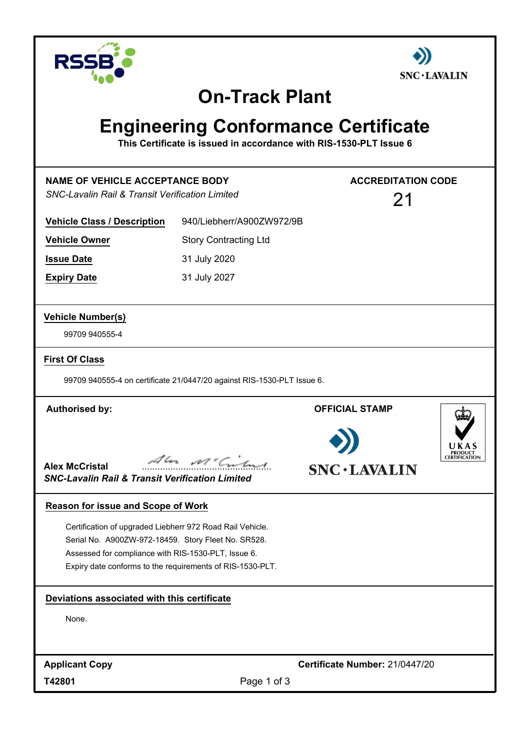# On-Track Plant

# Engineering Conformance Certificate

**This Certificate is issued in accordance with RIS-1530-PLT Issue 6**

**NAME OF VEHICLE ACCEPTANCE BODY**
*SNC-Lavalin Rail & Transit Verification Limited*

**ACCREDITATION CODE**
21

| | |
|---|---|
| **Vehicle Class / Description** | 940/Liebherr/A900ZW972/9B |
| **Vehicle Owner** | Story Contracting Ltd |
| **Issue Date** | 31 July 2020 |
| **Expiry Date** | 31 July 2027 |

**Vehicle Number(s)**

99709 940555-4

**First Of Class**

99709 940555-4 on certificate 21/0447/20 against RIS-1530-PLT Issue 6.

**Authorised by:**

**Alex McCristal**
*SNC-Lavalin Rail & Transit Verification Limited*

**OFFICIAL STAMP**

SNC·LAVALIN

UKAS PRODUCT CERTIFICATION

**Reason for issue and Scope of Work**

Certification of upgraded Liebherr 972 Road Rail Vehicle.
Serial No. A900ZW-972-18459. Story Fleet No. SR528.
Assessed for compliance with RIS-1530-PLT, Issue 6.
Expiry date conforms to the requirements of RIS-1530-PLT.

**Deviations associated with this certificate**

None.

**Applicant Copy**

**Certificate Number:** 21/0447/20

**T42801**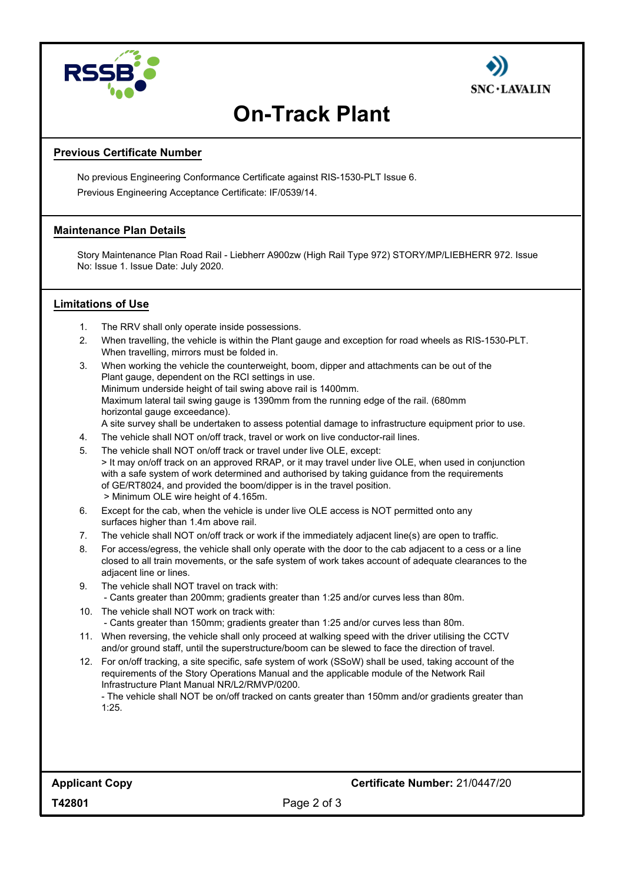# On-Track Plant

## Previous Certificate Number

No previous Engineering Conformance Certificate against RIS-1530-PLT Issue 6.

Previous Engineering Acceptance Certificate: IF/0539/14.

## Maintenance Plan Details

Story Maintenance Plan Road Rail - Liebherr A900zw (High Rail Type 972) STORY/MP/LIEBHERR 972. Issue No: Issue 1. Issue Date: July 2020.

## Limitations of Use

1. The RRV shall only operate inside possessions.
2. When travelling, the vehicle is within the Plant gauge and exception for road wheels as RIS-1530-PLT. When travelling, mirrors must be folded in.
3. When working the vehicle the counterweight, boom, dipper and attachments can be out of the Plant gauge, dependent on the RCI settings in use.
   Minimum underside height of tail swing above rail is 1400mm.
   Maximum lateral tail swing gauge is 1390mm from the running edge of the rail. (680mm horizontal gauge exceedance).
   A site survey shall be undertaken to assess potential damage to infrastructure equipment prior to use.
4. The vehicle shall NOT on/off track, travel or work on live conductor-rail lines.
5. The vehicle shall NOT on/off track or travel under live OLE, except:
   > It may on/off track on an approved RRAP, or it may travel under live OLE, when used in conjunction with a safe system of work determined and authorised by taking guidance from the requirements of GE/RT8024, and provided the boom/dipper is in the travel position.
   > Minimum OLE wire height of 4.165m.
6. Except for the cab, when the vehicle is under live OLE access is NOT permitted onto any surfaces higher than 1.4m above rail.
7. The vehicle shall NOT on/off track or work if the immediately adjacent line(s) are open to traffic.
8. For access/egress, the vehicle shall only operate with the door to the cab adjacent to a cess or a line closed to all train movements, or the safe system of work takes account of adequate clearances to the adjacent line or lines.
9. The vehicle shall NOT travel on track with:
   - Cants greater than 200mm; gradients greater than 1:25 and/or curves less than 80m.
10. The vehicle shall NOT work on track with:
    - Cants greater than 150mm; gradients greater than 1:25 and/or curves less than 80m.
11. When reversing, the vehicle shall only proceed at walking speed with the driver utilising the CCTV and/or ground staff, until the superstructure/boom can be slewed to face the direction of travel.
12. For on/off tracking, a site specific, safe system of work (SSoW) shall be used, taking account of the requirements of the Story Operations Manual and the applicable module of the Network Rail Infrastructure Plant Manual NR/L2/RMVP/0200.
    - The vehicle shall NOT be on/off tracked on cants greater than 150mm and/or gradients greater than 1:25.

**Applicant Copy** **Certificate Number:** 21/0447/20

**T42801**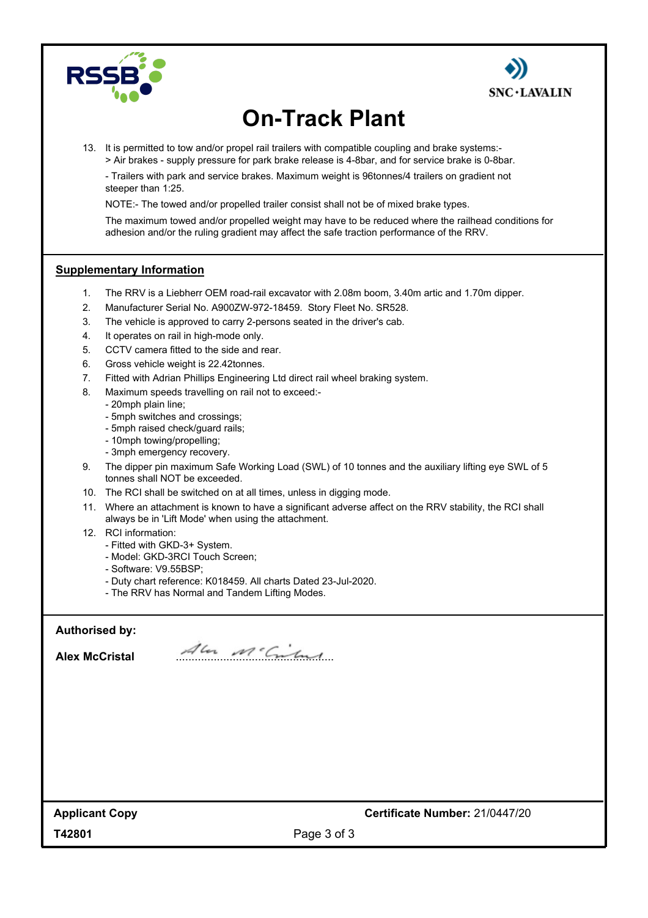# On-Track Plant

13. It is permitted to tow and/or propel rail trailers with compatible coupling and brake systems:-
    > Air brakes - supply pressure for park brake release is 4-8bar, and for service brake is 0-8bar.

    - Trailers with park and service brakes. Maximum weight is 96tonnes/4 trailers on gradient not steeper than 1:25.

    NOTE:- The towed and/or propelled trailer consist shall not be of mixed brake types.

    The maximum towed and/or propelled weight may have to be reduced where the railhead conditions for adhesion and/or the ruling gradient may affect the safe traction performance of the RRV.

## Supplementary Information

1. The RRV is a Liebherr OEM road-rail excavator with 2.08m boom, 3.40m artic and 1.70m dipper.
2. Manufacturer Serial No. A900ZW-972-18459. Story Fleet No. SR528.
3. The vehicle is approved to carry 2-persons seated in the driver's cab.
4. It operates on rail in high-mode only.
5. CCTV camera fitted to the side and rear.
6. Gross vehicle weight is 22.42tonnes.
7. Fitted with Adrian Phillips Engineering Ltd direct rail wheel braking system.
8. Maximum speeds travelling on rail not to exceed:-
   - 20mph plain line;
   - 5mph switches and crossings;
   - 5mph raised check/guard rails;
   - 10mph towing/propelling;
   - 3mph emergency recovery.
9. The dipper pin maximum Safe Working Load (SWL) of 10 tonnes and the auxiliary lifting eye SWL of 5 tonnes shall NOT be exceeded.
10. The RCI shall be switched on at all times, unless in digging mode.
11. Where an attachment is known to have a significant adverse affect on the RRV stability, the RCI shall always be in 'Lift Mode' when using the attachment.
12. RCI information:
    - Fitted with GKD-3+ System.
    - Model: GKD-3RCI Touch Screen;
    - Software: V9.55BSP;
    - Duty chart reference: K018459. All charts Dated 23-Jul-2020.
    - The RRV has Normal and Tandem Lifting Modes.

**Authorised by:**

**Alex McCristal** ..............................................

**Applicant Copy**

**Certificate Number:** 21/0447/20

**T42801**